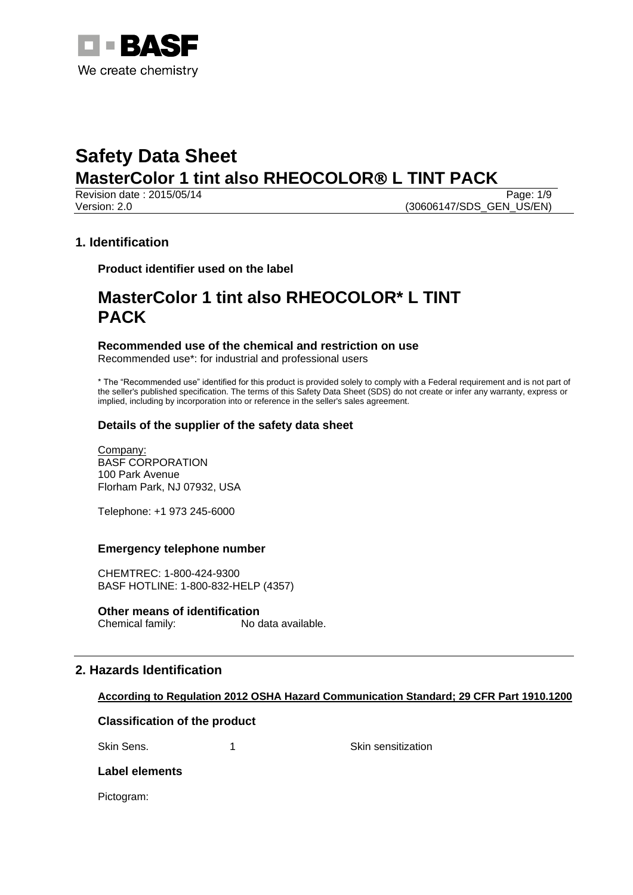# Safety Data Sheet

## MasterColor 1 tint also RHEOCOLOR® L TINT PACK

Revision date : 2015/05/14
Version: 2.0 (30606147/SDS_GEN_US/EN)

## 1. Identification

### Product identifier used on the label

# MasterColor 1 tint also RHEOCOLOR* L TINT PACK

### Recommended use of the chemical and restriction on use

Recommended use*: for industrial and professional users

* The “Recommended use” identified for this product is provided solely to comply with a Federal requirement and is not part of the seller's published specification. The terms of this Safety Data Sheet (SDS) do not create or infer any warranty, express or implied, including by incorporation into or reference in the seller's sales agreement.

### Details of the supplier of the safety data sheet

Company:
BASF CORPORATION
100 Park Avenue
Florham Park, NJ 07932, USA

Telephone: +1 973 245-6000

### Emergency telephone number

CHEMTREC: 1-800-424-9300
BASF HOTLINE: 1-800-832-HELP (4357)

### Other means of identification

Chemical family: No data available.

## 2. Hazards Identification

**According to Regulation 2012 OSHA Hazard Communication Standard; 29 CFR Part 1910.1200**

### Classification of the product

| Skin Sens. | 1 | Skin sensitization |
|---|---|---|

### Label elements

Pictogram: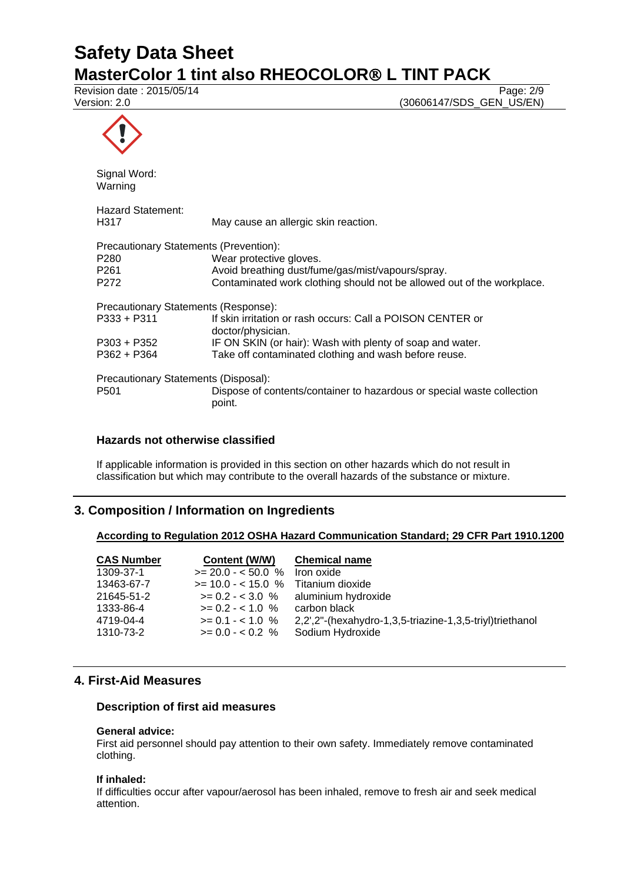Signal Word:
Warning

Hazard Statement:

| | |
|---|---|
| H317 | May cause an allergic skin reaction. |

Precautionary Statements (Prevention):

| | |
|---|---|
| P280 | Wear protective gloves. |
| P261 | Avoid breathing dust/fume/gas/mist/vapours/spray. |
| P272 | Contaminated work clothing should not be allowed out of the workplace. |

Precautionary Statements (Response):

| | |
|---|---|
| P333 + P311 | If skin irritation or rash occurs: Call a POISON CENTER or doctor/physician. |
| P303 + P352 | IF ON SKIN (or hair): Wash with plenty of soap and water. |
| P362 + P364 | Take off contaminated clothing and wash before reuse. |

Precautionary Statements (Disposal):

| | |
|---|---|
| P501 | Dispose of contents/container to hazardous or special waste collection point. |

### Hazards not otherwise classified

If applicable information is provided in this section on other hazards which do not result in classification but which may contribute to the overall hazards of the substance or mixture.

## 3. Composition / Information on Ingredients

**According to Regulation 2012 OSHA Hazard Communication Standard; 29 CFR Part 1910.1200**

| CAS Number | Content (W/W) | Chemical name |
|---|---|---|
| 1309-37-1 | >= 20.0 - < 50.0 % | Iron oxide |
| 13463-67-7 | >= 10.0 - < 15.0 % | Titanium dioxide |
| 21645-51-2 | >= 0.2 - < 3.0 % | aluminium hydroxide |
| 1333-86-4 | >= 0.2 - < 1.0 % | carbon black |
| 4719-04-4 | >= 0.1 - < 1.0 % | 2,2',2''-(hexahydro-1,3,5-triazine-1,3,5-triyl)triethanol |
| 1310-73-2 | >= 0.0 - < 0.2 % | Sodium Hydroxide |

## 4. First-Aid Measures

### Description of first aid measures

**General advice:**
First aid personnel should pay attention to their own safety. Immediately remove contaminated clothing.

**If inhaled:**
If difficulties occur after vapour/aerosol has been inhaled, remove to fresh air and seek medical attention.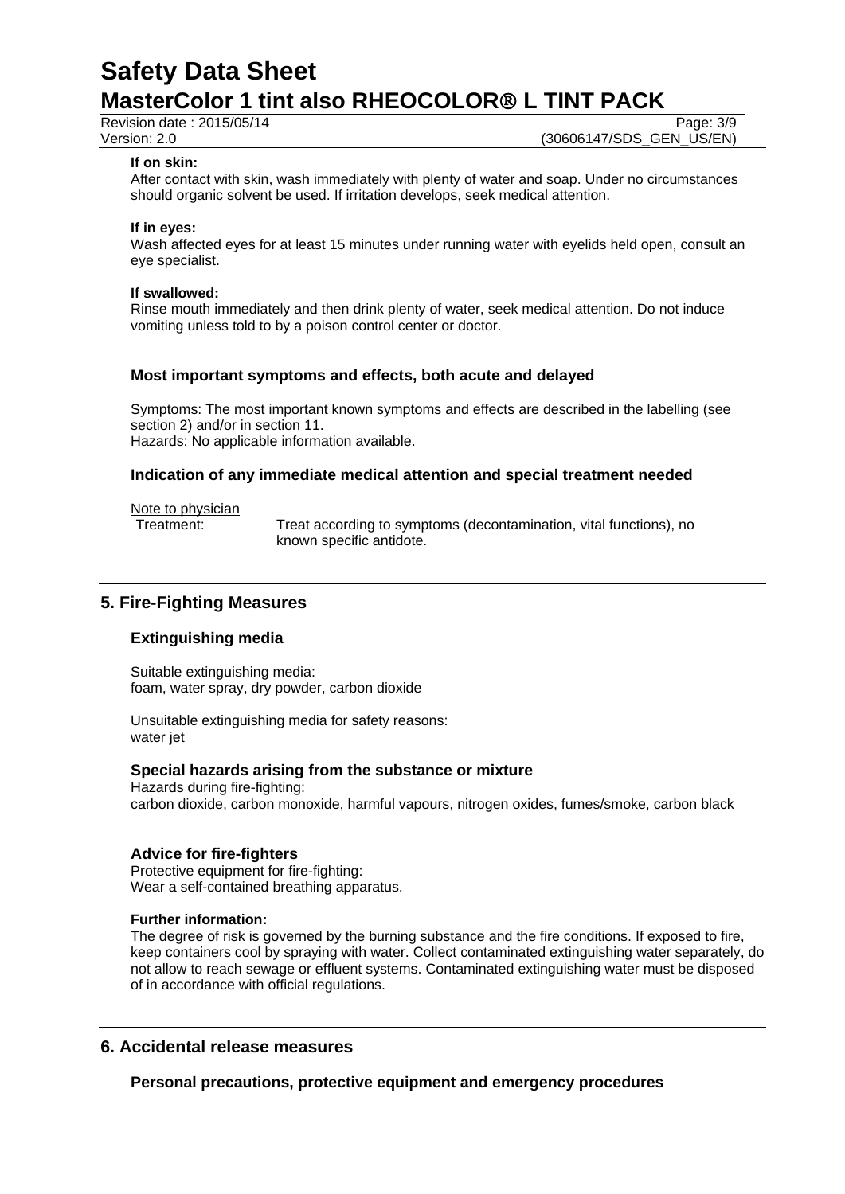**If on skin:**
After contact with skin, wash immediately with plenty of water and soap. Under no circumstances should organic solvent be used. If irritation develops, seek medical attention.

**If in eyes:**
Wash affected eyes for at least 15 minutes under running water with eyelids held open, consult an eye specialist.

**If swallowed:**
Rinse mouth immediately and then drink plenty of water, seek medical attention. Do not induce vomiting unless told to by a poison control center or doctor.

### Most important symptoms and effects, both acute and delayed

Symptoms: The most important known symptoms and effects are described in the labelling (see section 2) and/or in section 11.
Hazards: No applicable information available.

### Indication of any immediate medical attention and special treatment needed

Note to physician
Treatment: Treat according to symptoms (decontamination, vital functions), no known specific antidote.

## 5. Fire-Fighting Measures

### Extinguishing media

Suitable extinguishing media:
foam, water spray, dry powder, carbon dioxide

Unsuitable extinguishing media for safety reasons:
water jet

### Special hazards arising from the substance or mixture

Hazards during fire-fighting:
carbon dioxide, carbon monoxide, harmful vapours, nitrogen oxides, fumes/smoke, carbon black

### Advice for fire-fighters

Protective equipment for fire-fighting:
Wear a self-contained breathing apparatus.

**Further information:**
The degree of risk is governed by the burning substance and the fire conditions. If exposed to fire, keep containers cool by spraying with water. Collect contaminated extinguishing water separately, do not allow to reach sewage or effluent systems. Contaminated extinguishing water must be disposed of in accordance with official regulations.

## 6. Accidental release measures

### Personal precautions, protective equipment and emergency procedures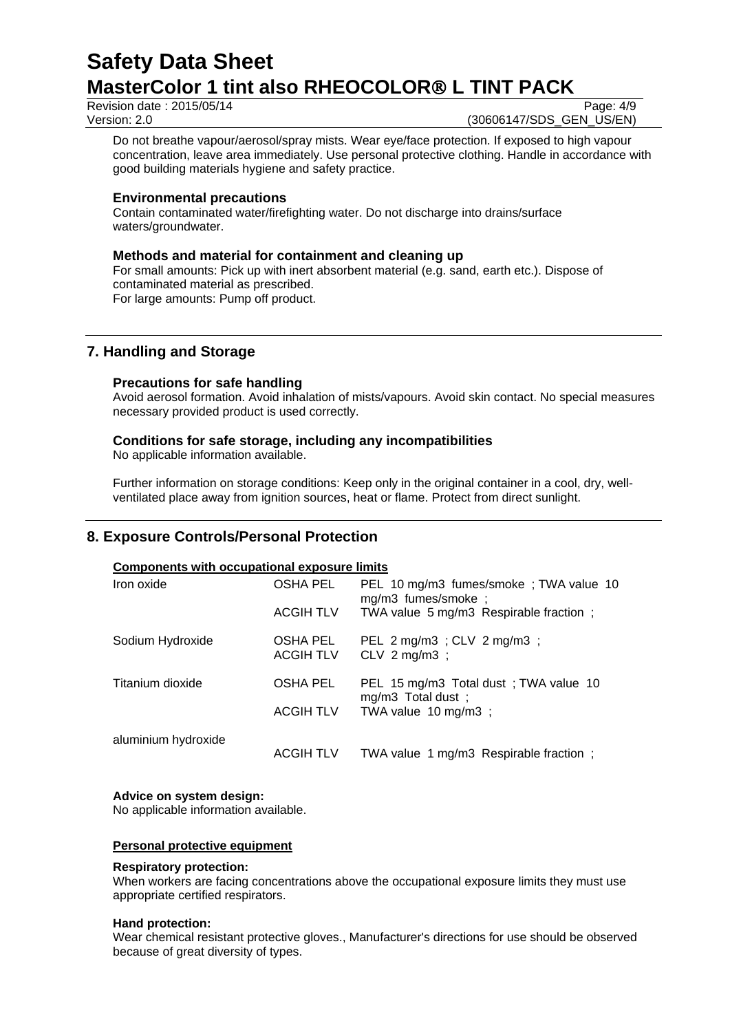Do not breathe vapour/aerosol/spray mists. Wear eye/face protection. If exposed to high vapour concentration, leave area immediately. Use personal protective clothing. Handle in accordance with good building materials hygiene and safety practice.

### Environmental precautions

Contain contaminated water/firefighting water. Do not discharge into drains/surface waters/groundwater.

### Methods and material for containment and cleaning up

For small amounts: Pick up with inert absorbent material (e.g. sand, earth etc.). Dispose of contaminated material as prescribed.
For large amounts: Pump off product.

## 7. Handling and Storage

### Precautions for safe handling

Avoid aerosol formation. Avoid inhalation of mists/vapours. Avoid skin contact. No special measures necessary provided product is used correctly.

### Conditions for safe storage, including any incompatibilities

No applicable information available.

Further information on storage conditions: Keep only in the original container in a cool, dry, well-ventilated place away from ignition sources, heat or flame. Protect from direct sunlight.

## 8. Exposure Controls/Personal Protection

**Components with occupational exposure limits**

| Component | Source | Value |
| --- | --- | --- |
| Iron oxide | OSHA PEL | PEL 10 mg/m3 fumes/smoke ; TWA value 10 mg/m3 fumes/smoke ; |
| | ACGIH TLV | TWA value 5 mg/m3 Respirable fraction ; |
| Sodium Hydroxide | OSHA PEL | PEL 2 mg/m3 ; CLV 2 mg/m3 ; |
| | ACGIH TLV | CLV 2 mg/m3 ; |
| Titanium dioxide | OSHA PEL | PEL 15 mg/m3 Total dust ; TWA value 10 mg/m3 Total dust ; |
| | ACGIH TLV | TWA value 10 mg/m3 ; |
| aluminium hydroxide | ACGIH TLV | TWA value 1 mg/m3 Respirable fraction ; |

**Advice on system design:**
No applicable information available.

**Personal protective equipment**

**Respiratory protection:**
When workers are facing concentrations above the occupational exposure limits they must use appropriate certified respirators.

**Hand protection:**
Wear chemical resistant protective gloves., Manufacturer's directions for use should be observed because of great diversity of types.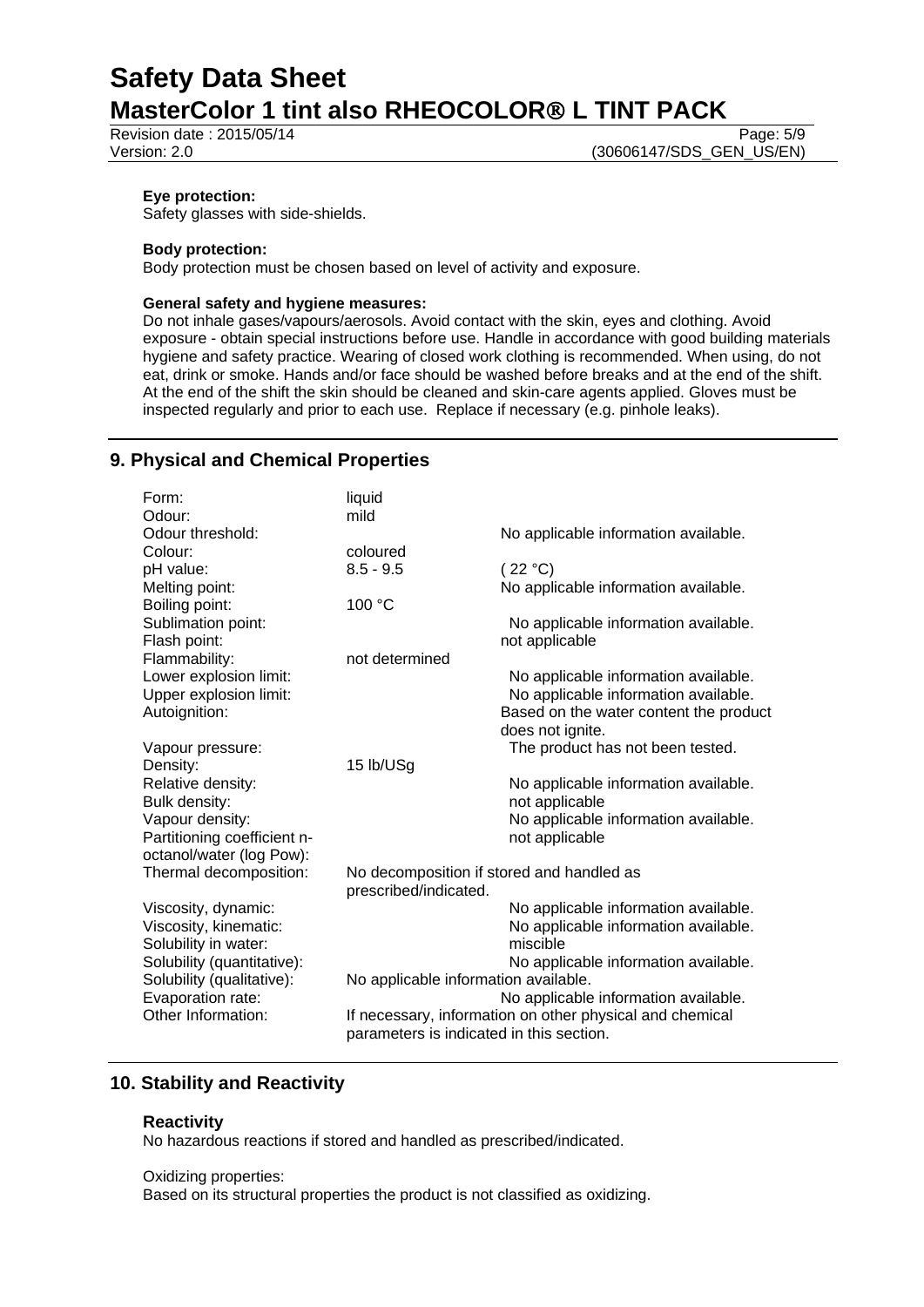**Eye protection:**
Safety glasses with side-shields.

**Body protection:**
Body protection must be chosen based on level of activity and exposure.

**General safety and hygiene measures:**
Do not inhale gases/vapours/aerosols. Avoid contact with the skin, eyes and clothing. Avoid exposure - obtain special instructions before use. Handle in accordance with good building materials hygiene and safety practice. Wearing of closed work clothing is recommended. When using, do not eat, drink or smoke. Hands and/or face should be washed before breaks and at the end of the shift. At the end of the shift the skin should be cleaned and skin-care agents applied. Gloves must be inspected regularly and prior to each use. Replace if necessary (e.g. pinhole leaks).

## 9. Physical and Chemical Properties

| | | |
|---|---|---|
| Form: | liquid | |
| Odour: | mild | |
| Odour threshold: | | No applicable information available. |
| Colour: | coloured | |
| pH value: | 8.5 - 9.5 | ( 22 °C) |
| Melting point: | | No applicable information available. |
| Boiling point: | 100 °C | |
| Sublimation point: | | No applicable information available. |
| Flash point: | | not applicable |
| Flammability: | not determined | |
| Lower explosion limit: | | No applicable information available. |
| Upper explosion limit: | | No applicable information available. |
| Autoignition: | | Based on the water content the product does not ignite. |
| Vapour pressure: | | The product has not been tested. |
| Density: | 15 lb/USg | |
| Relative density: | | No applicable information available. |
| Bulk density: | | not applicable |
| Vapour density: | | No applicable information available. |
| Partitioning coefficient n-octanol/water (log Pow): | | not applicable |
| Thermal decomposition: | No decomposition if stored and handled as prescribed/indicated. | |
| Viscosity, dynamic: | | No applicable information available. |
| Viscosity, kinematic: | | No applicable information available. |
| Solubility in water: | | miscible |
| Solubility (quantitative): | | No applicable information available. |
| Solubility (qualitative): | No applicable information available. | |
| Evaporation rate: | | No applicable information available. |
| Other Information: | If necessary, information on other physical and chemical parameters is indicated in this section. | |

## 10. Stability and Reactivity

**Reactivity**
No hazardous reactions if stored and handled as prescribed/indicated.

Oxidizing properties:
Based on its structural properties the product is not classified as oxidizing.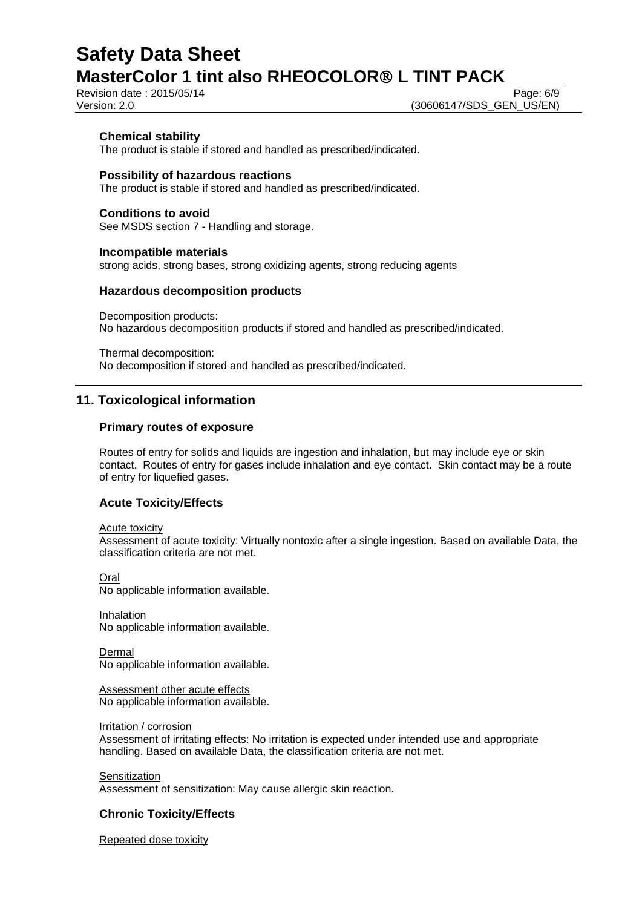### Chemical stability

The product is stable if stored and handled as prescribed/indicated.

### Possibility of hazardous reactions

The product is stable if stored and handled as prescribed/indicated.

### Conditions to avoid

See MSDS section 7 - Handling and storage.

### Incompatible materials

strong acids, strong bases, strong oxidizing agents, strong reducing agents

### Hazardous decomposition products

Decomposition products:
No hazardous decomposition products if stored and handled as prescribed/indicated.

Thermal decomposition:
No decomposition if stored and handled as prescribed/indicated.

## 11. Toxicological information

### Primary routes of exposure

Routes of entry for solids and liquids are ingestion and inhalation, but may include eye or skin contact. Routes of entry for gases include inhalation and eye contact. Skin contact may be a route of entry for liquefied gases.

### Acute Toxicity/Effects

Acute toxicity
Assessment of acute toxicity: Virtually nontoxic after a single ingestion. Based on available Data, the classification criteria are not met.

Oral
No applicable information available.

Inhalation
No applicable information available.

Dermal
No applicable information available.

Assessment other acute effects
No applicable information available.

Irritation / corrosion
Assessment of irritating effects: No irritation is expected under intended use and appropriate handling. Based on available Data, the classification criteria are not met.

Sensitization
Assessment of sensitization: May cause allergic skin reaction.

### Chronic Toxicity/Effects

Repeated dose toxicity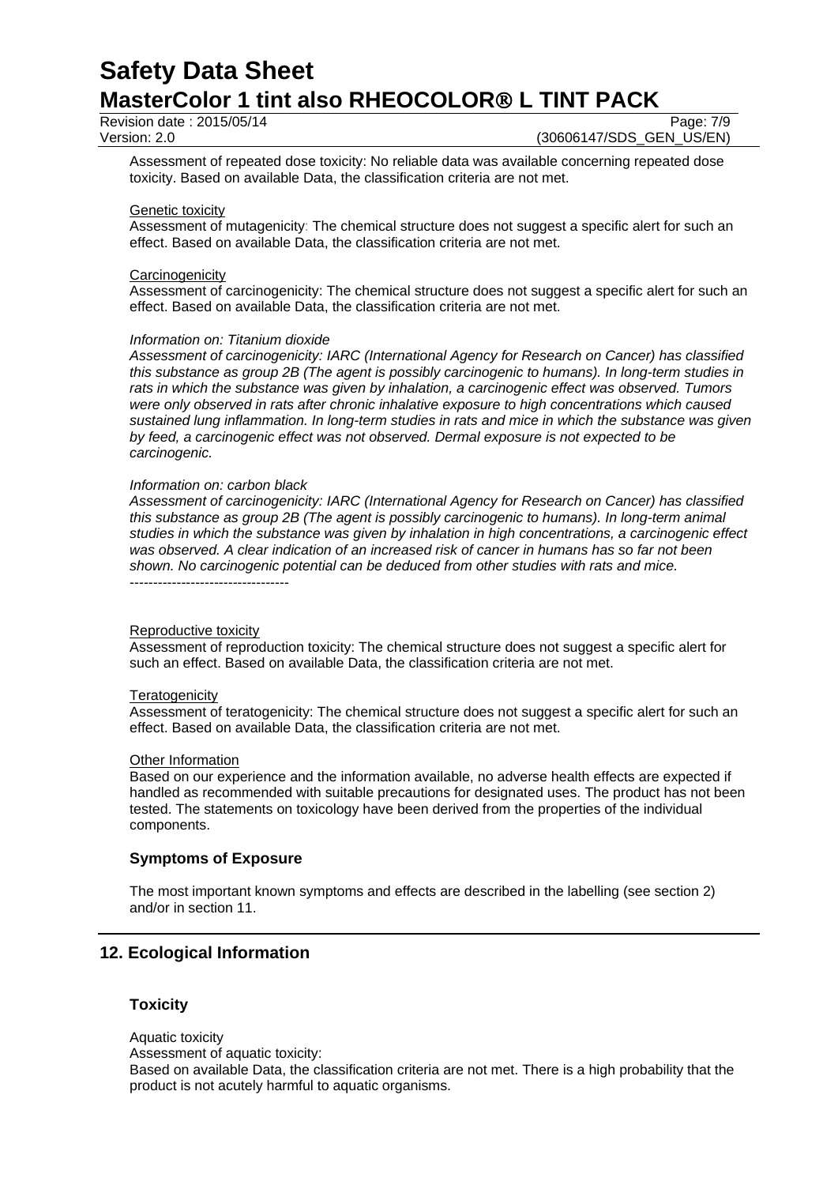Assessment of repeated dose toxicity: No reliable data was available concerning repeated dose toxicity. Based on available Data, the classification criteria are not met.

Genetic toxicity

Assessment of mutagenicity: The chemical structure does not suggest a specific alert for such an effect. Based on available Data, the classification criteria are not met.

Carcinogenicity

Assessment of carcinogenicity: The chemical structure does not suggest a specific alert for such an effect. Based on available Data, the classification criteria are not met.

*Information on: Titanium dioxide*

*Assessment of carcinogenicity: IARC (International Agency for Research on Cancer) has classified this substance as group 2B (The agent is possibly carcinogenic to humans). In long-term studies in rats in which the substance was given by inhalation, a carcinogenic effect was observed. Tumors were only observed in rats after chronic inhalative exposure to high concentrations which caused sustained lung inflammation. In long-term studies in rats and mice in which the substance was given by feed, a carcinogenic effect was not observed. Dermal exposure is not expected to be carcinogenic.*

*Information on: carbon black*

*Assessment of carcinogenicity: IARC (International Agency for Research on Cancer) has classified this substance as group 2B (The agent is possibly carcinogenic to humans). In long-term animal studies in which the substance was given by inhalation in high concentrations, a carcinogenic effect was observed. A clear indication of an increased risk of cancer in humans has so far not been shown. No carcinogenic potential can be deduced from other studies with rats and mice.*

----------------------------------

Reproductive toxicity

Assessment of reproduction toxicity: The chemical structure does not suggest a specific alert for such an effect. Based on available Data, the classification criteria are not met.

Teratogenicity

Assessment of teratogenicity: The chemical structure does not suggest a specific alert for such an effect. Based on available Data, the classification criteria are not met.

Other Information

Based on our experience and the information available, no adverse health effects are expected if handled as recommended with suitable precautions for designated uses. The product has not been tested. The statements on toxicology have been derived from the properties of the individual components.

### Symptoms of Exposure

The most important known symptoms and effects are described in the labelling (see section 2) and/or in section 11.

## 12. Ecological Information

### Toxicity

Aquatic toxicity

Assessment of aquatic toxicity:

Based on available Data, the classification criteria are not met. There is a high probability that the product is not acutely harmful to aquatic organisms.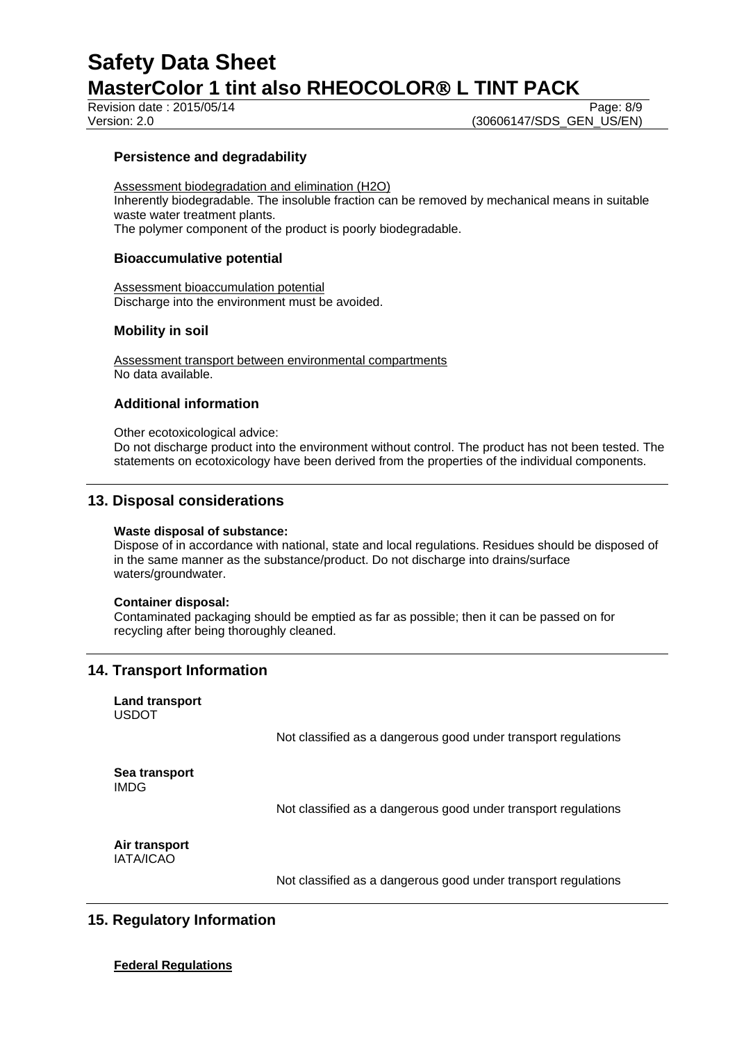### Persistence and degradability

Assessment biodegradation and elimination ($H_2O$)
Inherently biodegradable. The insoluble fraction can be removed by mechanical means in suitable waste water treatment plants.
The polymer component of the product is poorly biodegradable.

### Bioaccumulative potential

Assessment bioaccumulation potential
Discharge into the environment must be avoided.

### Mobility in soil

Assessment transport between environmental compartments
No data available.

### Additional information

Other ecotoxicological advice:
Do not discharge product into the environment without control. The product has not been tested. The statements on ecotoxicology have been derived from the properties of the individual components.

## 13. Disposal considerations

**Waste disposal of substance:**
Dispose of in accordance with national, state and local regulations. Residues should be disposed of in the same manner as the substance/product. Do not discharge into drains/surface waters/groundwater.

**Container disposal:**
Contaminated packaging should be emptied as far as possible; then it can be passed on for recycling after being thoroughly cleaned.

## 14. Transport Information

**Land transport**
USDOT

Not classified as a dangerous good under transport regulations

**Sea transport**
IMDG

Not classified as a dangerous good under transport regulations

**Air transport**
IATA/ICAO

Not classified as a dangerous good under transport regulations

## 15. Regulatory Information

**Federal Regulations**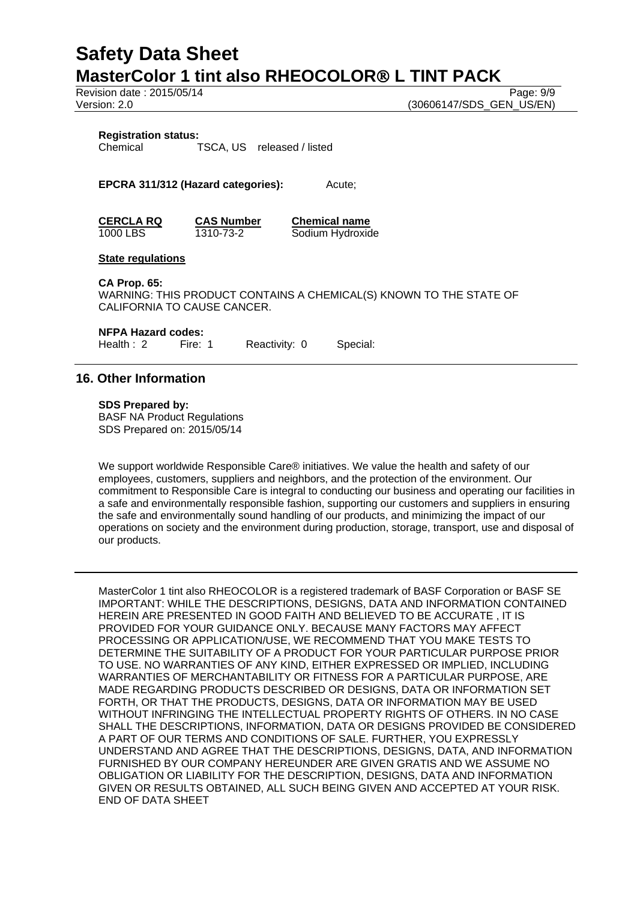**Registration status:**
Chemical TSCA, US released / listed

**EPCRA 311/312 (Hazard categories):** Acute;

| CERCLA RQ | CAS Number | Chemical name |
|---|---|---|
| 1000 LBS | 1310-73-2 | Sodium Hydroxide |

**State regulations**

**CA Prop. 65:**
WARNING: THIS PRODUCT CONTAINS A CHEMICAL(S) KNOWN TO THE STATE OF CALIFORNIA TO CAUSE CANCER.

**NFPA Hazard codes:**
Health : 2 Fire: 1 Reactivity: 0 Special:

## 16. Other Information

**SDS Prepared by:**
BASF NA Product Regulations
SDS Prepared on: 2015/05/14

We support worldwide Responsible Care® initiatives. We value the health and safety of our employees, customers, suppliers and neighbors, and the protection of the environment. Our commitment to Responsible Care is integral to conducting our business and operating our facilities in a safe and environmentally responsible fashion, supporting our customers and suppliers in ensuring the safe and environmentally sound handling of our products, and minimizing the impact of our operations on society and the environment during production, storage, transport, use and disposal of our products.

MasterColor 1 tint also RHEOCOLOR is a registered trademark of BASF Corporation or BASF SE
IMPORTANT: WHILE THE DESCRIPTIONS, DESIGNS, DATA AND INFORMATION CONTAINED HEREIN ARE PRESENTED IN GOOD FAITH AND BELIEVED TO BE ACCURATE , IT IS PROVIDED FOR YOUR GUIDANCE ONLY. BECAUSE MANY FACTORS MAY AFFECT PROCESSING OR APPLICATION/USE, WE RECOMMEND THAT YOU MAKE TESTS TO DETERMINE THE SUITABILITY OF A PRODUCT FOR YOUR PARTICULAR PURPOSE PRIOR TO USE. NO WARRANTIES OF ANY KIND, EITHER EXPRESSED OR IMPLIED, INCLUDING WARRANTIES OF MERCHANTABILITY OR FITNESS FOR A PARTICULAR PURPOSE, ARE MADE REGARDING PRODUCTS DESCRIBED OR DESIGNS, DATA OR INFORMATION SET FORTH, OR THAT THE PRODUCTS, DESIGNS, DATA OR INFORMATION MAY BE USED WITHOUT INFRINGING THE INTELLECTUAL PROPERTY RIGHTS OF OTHERS. IN NO CASE SHALL THE DESCRIPTIONS, INFORMATION, DATA OR DESIGNS PROVIDED BE CONSIDERED A PART OF OUR TERMS AND CONDITIONS OF SALE. FURTHER, YOU EXPRESSLY UNDERSTAND AND AGREE THAT THE DESCRIPTIONS, DESIGNS, DATA, AND INFORMATION FURNISHED BY OUR COMPANY HEREUNDER ARE GIVEN GRATIS AND WE ASSUME NO OBLIGATION OR LIABILITY FOR THE DESCRIPTION, DESIGNS, DATA AND INFORMATION GIVEN OR RESULTS OBTAINED, ALL SUCH BEING GIVEN AND ACCEPTED AT YOUR RISK.
END OF DATA SHEET